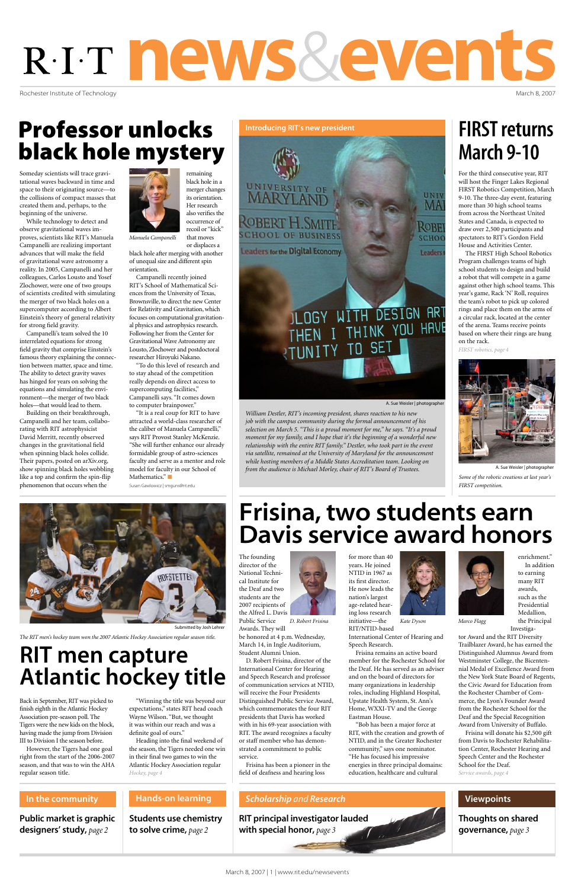# R·I·T news&events

Rochester Institute of Technology

March 8, 2007

## Professor unlocks black hole mystery

Someday scientists will trace gravitational waves backward in time and space to their originating source—to the collisions of compact masses that created them and, perhaps, to the beginning of the universe.

While technology to detect and observe gravitational waves improves, scientists like RIT's Manuela Campanelli are realizing important advances that will make the field of gravitational wave astronomy a reality. In 2005, Campanelli and her colleagues, Carlos Lousto and Yosef Zlochower, were one of two groups of scientists credited with simulating the merger of two black holes on a supercomputer according to Albert Einstein's theory of general relativity for strong field gravity.

Campanelli's team solved the 10 interrelated equations for strong field gravity that comprise Einstein's famous theory explaining the connection between matter, space and time. The ability to detect gravity waves has hinged for years on solving the equations and simulating the environment—the merger of two black holes—that would lead to them.

Building on their breakthrough, Campanelli and her team, collaborating with RIT astrophysicist David Merritt, recently observed changes in the gravitational field when spinning black holes collide. Their papers, posted on arXiv.org, show spinning black holes wobbling like a top and confirm the spin-flip phenomenon that occurs when the remaining black hole in a merger changes its orientation. Her research also verifies the occurrence of recoil or "kick" that moves or displaces a black hole after merging with another of unequal size and different spin orientation.

*Manuela Campanelli*

Campanelli recently joined RIT's School of Mathematical Sciences from the University of Texas, Brownsville, to direct the new Center for Relativity and Gravitation, which focuses on computational gravitational physics and astrophysics research. Following her from the Center for Gravitational Wave Astronomy are Lousto, Zlochower and postdoctoral researcher Hiroyuki Nakano.

"To do this level of research and to stay ahead of the competition really depends on direct access to supercomputing facilities," Campanelli says. "It comes down to computer brainpower."

"It is a real coup for RIT to have attracted a world-class researcher of the caliber of Manuela Campanelli," says RIT Provost Stanley McKenzie. "She will further enhance our already formidable group of astro-sciences faculty and serve as a mentor and role model for faculty in our School of Mathematics."

Susan Gawlowicz | smguns@rit.edu

## Introducing RIT's new president

A. Sue Weisler | photographer

*William Destler, RIT's incoming president, shares reaction to his new job with the campus community during the formal announcement of his selection on March 5. "This is a proud moment for me," he says. "It's a proud moment for my family, and I hope that it's the beginning of a wonderful new relationship with the entire RIT family." Destler, who took part in the event via satellite, remained at the University of Maryland for the announcement while hosting members of a Middle States Accreditation team. Looking on from the audience is Michael Morley, chair of RIT's Board of Trustees.*

## FIRST returns March 9-10

For the third consecutive year, RIT will host the Finger Lakes Regional FIRST Robotics Competition, March 9-10. The three-day event, featuring more than 30 high school teams from across the Northeast United States and Canada, is expected to draw over 2,500 participants and spectators to RIT's Gordon Field House and Activities Center.

The FIRST High School Robotics Program challenges teams of high school students to design and build a robot that will compete in a game against other high school teams. This year's game, Rack 'N' Roll, requires the team's robot to pick up colored rings and place them on the arms of a circular rack, located at the center of the arena. Teams receive points based on where their rings are hung on the rack.

*FIRST robotics, page 4*

A. Sue Weisler | photographer

*Some of the robotic creations at last year's FIRST competition.*

Submitted by Josh Lehrer

*The RIT men's hockey team won the 2007 Atlantic Hockey Association regular season title.*

## RIT men capture Atlantic hockey title

Back in September, RIT was picked to finish eighth in the Atlantic Hockey Association pre-season poll. The Tigers were the new kids on the block, having made the jump from Division III to Division I the season before.

However, the Tigers had one goal right from the start of the 2006-2007 season, and that was to win the AHA regular season title.

"Winning the title was beyond our expectations," states RIT head coach Wayne Wilson. "But, we thought it was within our reach and was a definite goal of ours."

Heading into the final weekend of the season, the Tigers needed one win in their final two games to win the Atlantic Hockey Association regular

*Hockey, page 4*

## Frisina, two students earn Davis service award honors

The founding director of the National Technical Institute for the Deaf and two students are the 2007 recipients of the Alfred L. Davis Public Service Awards. They will be honored at 4 p.m. Wednesday, March 14, in Ingle Auditorium, Student Alumni Union.

*D. Robert Frisina*

D. Robert Frisina, director of the International Center for Hearing and Speech Research and professor of communication services at NTID, will receive the Four Presidents Distinguished Public Service Award, which commemorates the four RIT presidents that Davis has worked with in his 69-year association with RIT. The award recognizes a faculty or staff member who has demonstrated a commitment to public service.

Frisina has been a pioneer in the field of deafness and hearing loss for more than 40 years. He joined NTID in 1967 as its first director. He now leads the nation's largest age-related hearing loss research initiative—the RIT/NTID-based International Center of Hearing and Speech Research.

*Kate Dyson*

Frisina remains an active board member for the Rochester School for the Deaf. He has served as an adviser and on the board of directors for many organizations in leadership roles, including Highland Hospital, Upstate Health System, St. Ann's Home, WXXI-TV and the George Eastman House.

"Bob has been a major force at RIT, with the creation and growth of NTID, and in the Greater Rochester community," says one nominator. "He has focused his impressive energies in three principal domains: education, healthcare and cultural enrichment."

*Marco Flagg*

In addition to earning many RIT awards, such as the Presidential Medallion, the Principal Investigator Award and the RIT Diversity Trailblazer Award, he has earned the Distinguished Alumnus Award from Westminster College, the Bicentennial Medal of Excellence Award from the New York State Board of Regents, the Civic Award for Education from the Rochester Chamber of Commerce, the Lyon's Founder Award from the Rochester School for the Deaf and the Special Recognition Award from University of Buffalo.

Frisina will donate his $2,500 gift from Davis to Rochester Rehabilitation Center, Rochester Hearing and Speech Center and the Rochester School for the Deaf.

*Service awards, page 4*

**In the community**

**Public market is graphic designers' study,** *page 2*

**Hands-on learning**

**Students use chemistry to solve crime,** *page 2*

***Scholarship and Research***

**RIT principal investigator lauded with special honor,** *page 3*

**Viewpoints**

**Thoughts on shared governance,** *page 3*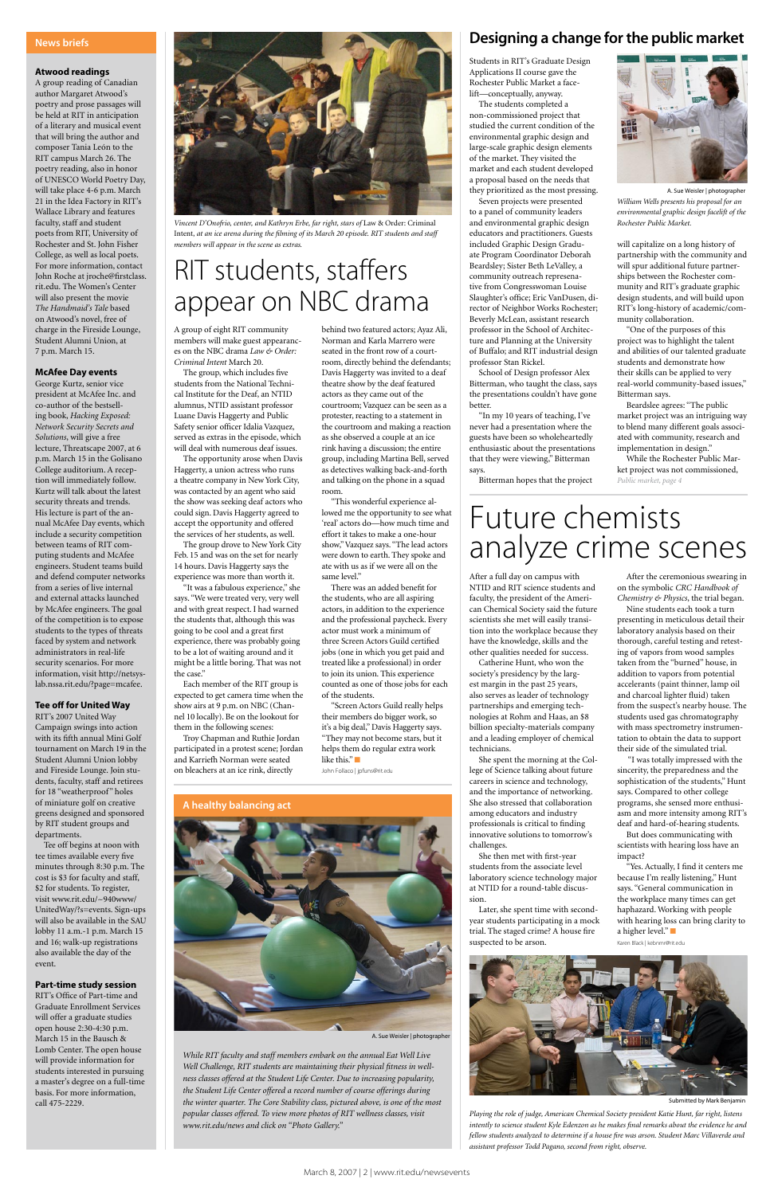## News briefs

### Atwood readings

A group reading of Canadian author Margaret Atwood's poetry and prose passages will be held at RIT in anticipation of a literary and musical event that will bring the author and composer Tania León to the RIT campus March 26. The poetry reading, also in honor of UNESCO World Poetry Day, will take place 4-6 p.m. March 21 in the Idea Factory in RIT's Wallace Library and features faculty, staff and student poets from RIT, University of Rochester and St. John Fisher College, as well as local poets. For more information, contact John Roche at jroche@firstclass.rit.edu. The Women's Center will also present the movie *The Handmaid's Tale* based on Atwood's novel, free of charge in the Fireside Lounge, Student Alumni Union, at 7 p.m. March 15.

### McAfee Day events

George Kurtz, senior vice president at McAfee Inc. and co-author of the bestselling book, *Hacking Exposed: Network Security Secrets and Solutions*, will give a free lecture, Threatscape 2007, at 6 p.m. March 15 in the Golisano College auditorium. A reception will immediately follow. Kurtz will talk about the latest security threats and trends. His lecture is part of the annual McAfee Day events, which include a security competition between teams of RIT computing students and McAfee engineers. Student teams build and defend computer networks from a series of live internal and external attacks launched by McAfee engineers. The goal of the competition is to expose students to the types of threats faced by system and network administrators in real-life security scenarios. For more information, visit http://netsys-lab.nssa.rit.edu/?page=mcafee.

### Tee off for United Way

RIT's 2007 United Way Campaign swings into action with its fifth annual Mini Golf tournament on March 19 in the Student Alumni Union Ritskeller and Fireside Lounge. Join students, faculty, staff and retirees for 18 "weatherproof" holes of miniature golf on creative greens designed and sponsored by RIT student groups and departments.

Tee off begins at noon with tee times available every five minutes through 8:30 p.m. The cost is $3 for faculty and staff, $2 for students. To register, visit www.rit.edu/~940www/UnitedWay/?s=events. Sign-ups will also be available in the SAU lobby 11 a.m.-1 p.m. March 15 and 16; walk-up registrations also available the day of the event.

### Part-time study session

RIT's Office of Part-time and Graduate Enrollment Services will offer a graduate studies open house 2:30-4:30 p.m. March 15 in the Bausch & Lomb Center. The open house will provide information for students interested in pursuing a master's degree on a full-time basis. For more information, call 475-2229.

---

*Vincent D'Onofrio, center, and Kathryn Erbe, far right, stars of Law & Order: Criminal Intent, at an ice arena during the filming of its March 20 episode. RIT students and staff members will appear in the scene as extras.*

# RIT students, staffers appear on NBC drama

A group of eight RIT community members will make guest appearances on the NBC drama *Law & Order: Criminal Intent* March 20.

The group, which includes five students from the National Technical Institute for the Deaf, an NTID alumnus, NTID assistant professor Luane Davis Haggerty and Public Safety senior officer Idalia Vazquez, served as extras in the episode, which will deal with numerous deaf issues.

The opportunity arose when Davis Haggerty, a union actress who runs a theatre company in New York City, was contacted by an agent who said the show was seeking deaf actors who could sign. Davis Haggerty agreed to accept the opportunity and offered the services of her students, as well.

The group drove to New York City Feb. 15 and was on the set for nearly 14 hours. Davis Haggerty says the experience was more than worth it.

"It was a fabulous experience," she says. "We were treated very, very well and with great respect. I had warned the students that, although this was going to be cool and a great first experience, there was probably going to be a lot of waiting around and it might be a little boring. That was not the case."

Each member of the RIT group is expected to get camera time when the show airs at 9 p.m. on NBC (Channel 10 locally). Be on the lookout for them in the following scenes:

Troy Chapman and Ruthie Jordan participated in a protest scene; Jordan and Karrieth Norman were seated on bleachers at an ice rink, directly behind two featured actors; Ayaz Ali, Norman and Karla Marrero were seated in the front row of a courtroom, directly behind the defendants; Davis Haggerty was invited to a deaf theatre show by the deaf featured actors as they came out of the courtroom; Vazquez can be seen as a protester, reacting to a statement in the courtroom and making a reaction as she observed a couple at an ice rink having a discussion; the entire group, including Martina Bell, served as detectives walking back-and-forth and talking on the phone in a squad room.

"This wonderful experience allowed me the opportunity to see what 'real' actors do—how much time and effort it takes to make a one-hour show," Vazquez says. "The lead actors were down to earth. They spoke and ate with us as if we were all on the same level."

There was an added benefit for the students, who are all aspiring thespians, in addition to the experience and the professional paycheck. Every actor must work a minimum of three Screen Actors Guild certified jobs (one in which you get paid and treated like a professional) in order to join its union. This experience counted as one of those jobs for each of the students.

"Screen Actors Guild really helps their members do bigger work, so it's a big deal," Davis Haggerty says. "They may not become stars, but it helps them do regular extra work like this."

John Follaco | jpfuns@rit.edu

---

## A healthy balancing act

A. Sue Weisler | photographer

*While RIT faculty and staff members embark on the annual Eat Well Live Well Challenge, RIT students are maintaining their physical fitness in wellness classes offered at the Student Life Center. Due to increasing popularity, the Student Life Center offered a record number of course offerings during the winter quarter. The Core Stability class, pictured above, is one of the most popular classes offered. To view more photos of RIT wellness classes, visit www.rit.edu/news and click on "Photo Gallery."*

---

## Designing a change for the public market

Students in RIT's Graduate Design Applications II course gave the Rochester Public Market a facelift—conceptually, anyway.

The students completed a non-commissioned project that studied the current condition of the environmental graphic design and large-scale graphic design elements of the market. They visited the market and each student developed a proposal based on the needs that they prioritized as the most pressing.

Seven projects were presented to a panel of community leaders and environmental graphic design educators and practitioners. Guests included Graphic Design Graduate Program Coordinator Deborah Beardsley; Sister Beth LeValley, a community outreach representative from Congresswoman Louise Slaughter's office; Eric VanDusen, director of Neighbor Works Rochester; Beverly McLean, assistant research professor in the School of Architecture and Planning at the University of Buffalo; and RIT industrial design professor Stan Rickel.

School of Design professor Alex Bitterman, who taught the class, says the presentations couldn't have gone better.

"In my 10 years of teaching, I've never had a presentation where the guests have been so wholeheartedly enthusiastic about the presentations that they were viewing," Bitterman says.

Bitterman hopes that the project will capitalize on a long history of partnership with the community and will spur additional future partnerships between the Rochester community and RIT's graduate graphic design students, and will build upon RIT's long-history of academic/community collaboration.

"One of the purposes of this project was to highlight the talent and abilities of our talented graduate students and demonstrate how their skills can be applied to very real-world community-based issues," Bitterman says.

Beardslee agrees: "The public market project was an intriguing way to blend many different goals associated with community, research and implementation in design."

While the Rochester Public Market project was not commissioned, *Public market, page 4*

A. Sue Weisler | photographer

*William Wells presents his proposal for an environmental graphic design facelift of the Rochester Public Market.*

---

# Future chemists analyze crime scenes

After a full day on campus with NTID and RIT science students and faculty, the president of the American Chemical Society said the future scientists she met will easily transition into the workplace because they have the knowledge, skills and the other qualities needed for success.

Catherine Hunt, who won the society's presidency by the largest margin in the past 25 years, also serves as leader of technology partnerships and emerging technologies at Rohm and Haas, an $8 billion specialty-materials company and a leading employer of chemical technicians.

She spent the morning at the College of Science talking about future careers in science and technology, and the importance of networking. She also stressed that collaboration among educators and industry professionals is critical to finding innovative solutions to tomorrow's challenges.

She then met with first-year students from the associate level laboratory science technology major at NTID for a round-table discussion.

Later, she spent time with second-year students participating in a mock trial. The staged crime? A house fire suspected to be arson.

After the ceremonious swearing in on the symbolic *CRC Handbook of Chemistry & Physics*, the trial began.

Nine students each took a turn presenting in meticulous detail their laboratory analysis based on their thorough, careful testing and retesting of vapors from wood samples taken from the "burned" house, in addition to vapors from potential accelerants (paint thinner, lamp oil and charcoal lighter fluid) taken from the suspect's nearby house. The students used gas chromatography with mass spectrometry instrumentation to obtain the data to support their side of the simulated trial.

"I was totally impressed with the sincerity, the preparedness and the sophistication of the students," Hunt says. Compared to other college programs, she sensed more enthusiasm and more intensity among RIT's deaf and hard-of-hearing students.

But does communicating with scientists with hearing loss have an impact?

"Yes. Actually, I find it centers me because I'm really listening," Hunt says. "General communication in the workplace many times can get haphazard. Working with people with hearing loss can bring clarity to a higher level."

Karen Black | kebnmr@rit.edu

Submitted by Mark Benjamin

*Playing the role of judge, American Chemical Society president Katie Hunt, far right, listens intently to science student Kyle Edenzon as he makes final remarks about the evidence he and fellow students analyzed to determine if a house fire was arson. Student Marc Villaverde and assistant professor Todd Pagano, second from right, observe.*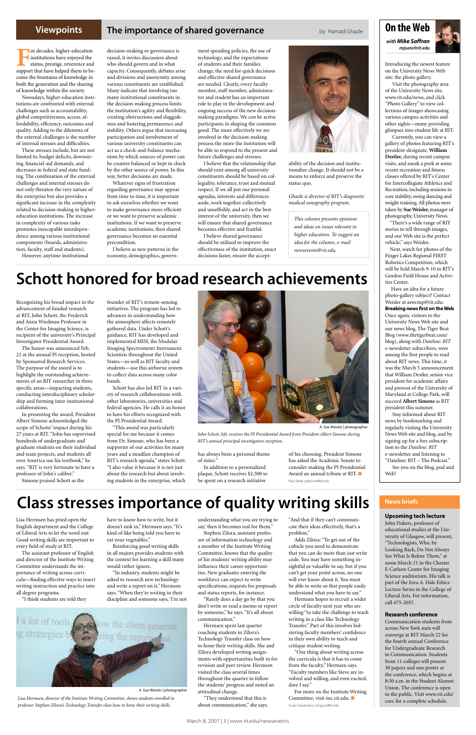# Viewpoints

## The importance of shared governance

by Hamad Ghazle

For decades, higher-education institutions have enjoyed the status, prestige, reverence and support that have helped them to become the fountains of knowledge in both the generation and the sharing of knowledge within the society.

Nowadays, higher-education institutions are confronted with external challenges such as accountability, global competitiveness, access, affordability, efficiency, outcomes and quality. Adding to the dilemma of the external challenges is the number of internal stresses and difficulties.

These stresses include, but are not limited to, budget deficits, downsizing, financial-aid demands, and decreases in federal and state funding. The combination of the external challenges and internal stresses do not only threaten the very nature of the enterprise but also provides a significant increase in the complexity related to decision-making in higher-education institutions. The increase in complexity of various tasks promotes inescapable interdependence among various institutional components (boards, administration, faculty, staff and students).

However, anytime institutional decision-making or governance is raised, it initiates discussion about who should govern and in what capacity. Consequently, debates arise and divisions and anonymity among various constituents are established. Many indicate that involving too many institutional constituents in the decision-making process limits the institution's agility and flexibility, creating obstructions and sluggishness and fostering permanence and stability. Others argue that increasing participation and involvement of various university constituents can act as a check-and-balance mechanism by which sources of power can be counter balanced or kept in check by the other source of power. In this way, better decisions are made.

Whatever signs of frustration regarding governance may appear from time to time, it is important to ask ourselves whether we want to make governance more efficient or we want to preserve academic institutions. If we want to preserve academic institutions, then shared governance becomes an essential precondition.

I believe as new patterns in the economy, demographics, government spending policies, the use of technology, and the expectations of students and their families change, the need for quick decisions and effective shared governance are needed. Clearly, every faculty member, staff member, administrator and student has an important role to play in the development and ongoing success of the new decision-making paradigms. We can be active participants in shaping the common good. The more effectively we are involved in the decision-making process the more the institution will be able to respond to the present and future challenges and stresses.

I believe that the relationship that should exist among all university constituents should be based on collegiality, tolerance, trust and mutual respect. If we all put our personal agendas, interests and differences aside, work together collectively and unselfishly, and act in the best interest of the university, then we will ensure that shared governance becomes effective and fruitful.

I believe shared governance should be utilized to improve the effectiveness of the institution, enact decisions faster, ensure the acceptability of the decision and institutionalize change. It should not be a means to enforce and preserve the status quo.

*Ghazle is director of RIT's diagnostic medical sonography program.*

*This column presents opinions and ideas on issues relevant to higher education. To suggest an idea for the column, e-mail newsevents@rit.edu.*

# Schott honored for broad research achievements

Recognizing his broad impact in the advancement of funded research at RIT, John Schott, the Frederick and Anna Wiedman Professor in the Center for Imaging Science, is recipient of the university's Principal Investigator Presidential Award.

The honor was announced Feb. 22 at the annual PI reception, hosted by Sponsored Research Services. The purpose of the award is to highlight the outstanding achievements of an RIT researcher in three specific areas—impacting students, conducting interdisciplinary scholarship and forming inter-institutional collaborations.

In presenting the award, President Albert Simone acknowledged the scope of Schotts' impact during his 27 years at RIT. "John has supervised hundreds of undergraduate and graduate students on their individual and team projects, and students all over America use his textbook," he says. "RIT is very fortunate to have a professor of John's caliber."

Simone praised Schott as the founder of RIT's remote-sensing initiatives. The program has led to advances in understanding how the atmosphere affects remotely gathered data. Under Schott's guidance, RIT has developed and implemented MISI, the Modular Imaging Spectrometer Instrument. Scientists throughout the United States—as well as RIT faculty and students—use this airborne system to collect data across many color bands.

Schott has also led RIT in a variety of research collaborations with other laboratories, universities and federal agencies. He calls it an honor to have his efforts recognized with the PI Presidential Award.

"This award was particularly special for me because it comes from Dr. Simone, who has been a supporter of our activities for many years and a steadfast champion of RIT's research agenda," states Schott. "I also value it because it is not just about the research but about involving students in the enterprise, which has always been a personal theme of mine."

In addition to a personalized plaque, Schott receives $2,500 to be spent on a research initiative of his choosing. President Simone has asked the Academic Senate to consider making the PI Presidential Award an annual tribute at RIT.

Paul Stella | pbscom@rit.edu

A. Sue Weisler | photographer

*John Schott, left, receives the PI Presidential Award from President Albert Simone during RIT's annual principal investigators reception.*

# Class stresses importance of quality writing skills

Lisa Hermsen has pried open the English department and the College of Liberal Arts to let the word out: Good writing skills are important to every field of study at RIT.

The assistant professor of English and director of the Institute Writing Committee understands the importance of writing across curricula—finding effective ways to insert writing instruction and practice into all degree programs.

"I think students are told they have to know how to write, but it doesn't sink in," Hermsen says. "It's kind of like being told you have to eat your vegetables."

Reinforcing good writing skills in all majors provides students with the context for learning a skill many would rather ignore.

"In industry, students might be asked to research new technology and write a report on it," Hermsen says. "When they're writing in their discipline and someone says, 'I'm not understanding what you are trying to say,' then it becomes real for them."

Stephen Zilora, assistant professor of information technology and a member of the Institute Writing Committee, knows that the quality of his students' writing ability may influence their career opportunities. New graduates entering the workforce can expect to write specifications, requests for proposals and status reports, for instance.

"Rarely does a day go by that you don't write or read a memo or report by someone," he says. "It's all about communication."

Hermsen spent last quarter coaching students in Zilora's Technology Transfer class on how to hone their writing skills. She and Zilora developed writing assignments with opportunities built in for revision and peer review. Hermsen visited the class several times throughout the quarter to follow the students' progress and noted an attitudinal change.

"They understood that this is about communication," she says. "And that if they can't communicate their ideas effectively, that's a problem."

Adds Zilora: "To get out of the cubicle you need to demonstrate that you can do more than just write code. You may have something insightful or valuable to say, but if you can't get your point across, no one will ever know about it. You must be able to write so that people easily understand what you have to say."

Hermsen hopes to recruit a wider circle of faculty next year who are willing "to take the challenge to teach writing in a class like Technology Transfer." Part of this involves bolstering faculty members' confidence in their own ability to teach and critique student writing.

"One thing about writing across the curricula is that it has to come from the faculty," Hermsen says. "Faculty members like Steve are involved and willing, and even excited, dare I say."

For more on the Institute Writing Committee, visit iwc.rit.edu.

Susan Gawlowicz | smguns@rit.edu

A. Sue Weisler | photographer

*Lisa Hermsen, director of the Institute Writing Committee, shows students enrolled in professor Stephen Zilora's Technology Transfer class how to hone their writing skills.*

# On the Web

**with Mike Saffran**
mjsuns@rit.edu

Introducing the newest feature on the University News Web site: the photo gallery.

Visit the photography area of the University News site, www.rit.edu/news, and click "Photo Gallery" to view collections of images showcasing various campus activities and other sights—many providing glimpses into student life at RIT.

Currently, you can view a gallery of photos featuring RIT's president-designate, **William Destler,** during recent campus visits, and sneak a peek at some recent recreation and fitness classes offered by RIT's Center for Intercollegiate Athletics and Recreation, including sessions in core stability, swing dancing and weight training. All photos were taken by **Sue Weisler,** manager of photography, University News.

"There's a wide range of RIT stories to tell through images, and our Web site is the perfect vehicle," says Weisler.

Next, watch for photos of the Finger Lakes Regional FIRST Robotics Competition, which will be held March 9-10 in RIT's Gordon Field House and Activities Center.

Have an idea for a future photo-gallery subject? Contact Weisler at aswcmp@rit.edu.

**Breaking news first on the Web**

Once again, visitors to the University News Web site and our news blog, The Tiger Beat Blog (www.thetigerbeat.com/blog), along with *Dateline: RIT* e-newsletter subscribers, were among the first people to read about RIT news. This time, it was the March 5 announcement that William Destler, senior vice president for academic affairs and provost of the University of Maryland at College Park, will succeed **Albert Simone** as RIT president this summer.

Stay informed about RIT news by bookmarking and regularly visiting the University News Web site and blog, and by signing up for a free subscription to the *Dateline: RIT* e-newsletter and listening to "Dateline: RIT – The Podcast."

See you on the blog, pod and Web!

# News briefs

**Upcoming tech lecture**

John Dakers, professor of educational studies at the University of Glasgow, will present, "Technologists, Who, by Looking Back, Do Not Always See What Is Before Them," at noon March 21 in the Chester F. Carlson Center for Imaging Science auditorium. His talk is part of the Ezra A. Hale Ethics Lecture Series in the College of Liberal Arts. For information, call 475-2057.

**Research conference**

Communication students from across New York state will converge at RIT March 22 for the fourth annual Conference for Undergraduate Research in Communication. Students from 11 colleges will present 30 papers and one poster at the conference, which begins at 8:30 a.m. in the Student Alumni Union. The conference is open to the public. Visit www.rit.edu/curc for a complete schedule.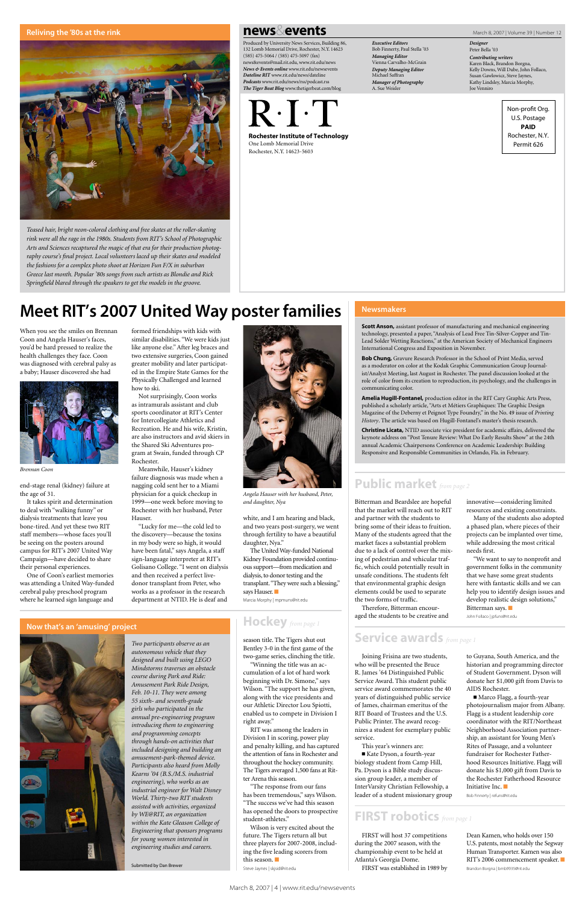## Reliving the '80s at the rink

*Teased hair, bright neon-colored clothing and free skates at the roller-skating rink were all the rage in the 1980s. Students from RIT's School of Photographic Arts and Sciences recaptured the magic of that era for their production photography course's final project. Local volunteers laced up their skates and modeled the fashions for a complex photo shoot at Horizon Fun F/X in suburban Greece last month. Popular '80s songs from such artists as Blondie and Rick Springfield blared through the speakers to get the models in the groove.*

# news&events

Produced by University News Services, Building 86, 132 Lomb Memorial Drive, Rochester, N.Y. 14623
(585) 475-5064 / (585) 475-5097 (fax)
news&events@mail.rit.edu, www.rit.edu/news
*News & Events online* www.rit.edu/newsevents
*Dateline RIT* www.rit.edu/news/dateline
*Podcasts* www.rit.edu/news/rss/podcast.rss
*The Tiger Beat Blog* www.thetigerbeat.com/blog

***Executive Editors***
Bob Finnerty, Paul Stella '03
***Managing Editor***
Vienna Carvalho-McGrain
***Deputy Managing Editor***
Michael Saffran
***Manager of Photography***
A. Sue Weisler

***Designer***
Peter Bella '03
***Contributing writers***
Karen Black, Brandon Borgna, Kelly Downs, Will Dube, John Follaco, Susan Gawlowicz, Steve Jaynes, Kathy Lindsley, Marcia Morphy, Joe Venniro

R·I·T
**Rochester Institute of Technology**
One Lomb Memorial Drive
Rochester, N.Y. 14623-5603

Non-profit Org.
U.S. Postage
**PAID**
Rochester, N.Y.
Permit 626

# Meet RIT's 2007 United Way poster families

When you see the smiles on Brennan Coon and Angela Hauser's faces, you'd be hard pressed to realize the health challenges they face. Coon was diagnosed with cerebral palsy as a baby; Hauser discovered she had end-stage renal (kidney) failure at the age of 31.

*Brennan Coon*

It takes spirit and determination to deal with "walking funny" or dialysis treatments that leave you bone-tired. And yet these two RIT staff members—whose faces you'll be seeing on the posters around campus for RIT's 2007 United Way Campaign—have decided to share their personal experiences.

One of Coon's earliest memories was attending a United Way-funded cerebral palsy preschool program where he learned sign language and formed friendships with kids with similar disabilities. "We were kids just like anyone else." After leg braces and two extensive surgeries, Coon gained greater mobility and later participated in the Empire State Games for the Physically Challenged and learned how to ski.

Not surprisingly, Coon works as intramurals assistant and club sports coordinator at RIT's Center for Intercollegiate Athletics and Recreation. He and his wife, Kristin, are also instructors and avid skiers in the Shared Ski Adventures program at Swain, funded through CP Rochester.

Meanwhile, Hauser's kidney failure diagnosis was made when a nagging cold sent her to a Miami physician for a quick checkup in 1999—one week before moving to Rochester with her husband, Peter Hauser.

"Lucky for me—the cold led to the discovery—because the toxins in my body were so high, it would have been fatal," says Angela, a staff sign-language interpreter at RIT's Golisano College. "I went on dialysis and then received a perfect live-donor transplant from Peter, who works as a professor in the research department at NTID. He is deaf and white, and I am hearing and black, and two years post-surgery, we went through fertility to have a beautiful daughter, Nya."

*Angela Hauser with her husband, Peter, and daughter, Nya*

The United Way-funded National Kidney Foundation provided continuous support—from medication and dialysis, to donor testing and the transplant. "They were such a blessing," says Hauser. ■

Marcia Morphy | mpmuns@rit.edu

## Newsmakers

**Scott Anson,** assistant professor of manufacturing and mechanical engineering technology, presented a paper, "Analysis of Lead Free Tin-Silver-Copper and Tin-Lead Solder Wetting Reactions," at the American Society of Mechanical Engineers International Congress and Exposition in November.

**Bob Chung,** Gravure Research Professor in the School of Print Media, served as a moderator on color at the Kodak Graphic Communication Group Journalist/Analyst Meeting, last August in Rochester. The panel discussion looked at the role of color from its creation to reproduction, its psychology, and the challenges in communicating color.

**Amelia Hugill-Fontanel,** production editor in the RIT Cary Graphic Arts Press, published a scholarly article, "Arts et Métiers Graphiques: The Graphic Design Magazine of the Deberny et Peignot Type Foundry," in the No. 49 issue of *Printing History*. The article was based on Hugill-Fontanel's master's thesis research.

**Christine Licata,** NTID associate vice president for academic affairs, delivered the keynote address on "Post Tenure Review: What Do Early Results Show" at the 24th annual Academic Chairpersons Conference on Academic Leadership: Building Responsive and Responsible Communities in Orlando, Fla. in February.

## Public market *from page 2*

Bitterman and Beardslee are hopeful that the market will reach out to RIT and partner with the students to bring some of their ideas to fruition. Many of the students agreed that the market faces a substantial problem due to a lack of control over the mixing of pedestrian and vehicular traffic, which could potentially result in unsafe conditions. The students felt that environmental graphic design elements could be used to separate the two forms of traffic.

Therefore, Bitterman encouraged the students to be creative and innovative—considering limited resources and existing constraints.

Many of the students also adopted a phased plan, where pieces of their projects can be implanted over time, while addressing the most critical needs first.

"We want to say to nonprofit and government folks in the community that we have some great students here with fantastic skills and we can help you to identify design issues and develop realistic design solutions," Bitterman says. ■

John Follaco | jpfuns@rit.edu

## Now that's an 'amusing' project

*Two participants observe as an autonomous vehicle that they designed and built using LEGO Mindstorms traverses an obstacle course during Park and Ride: Amusement Park Ride Design, Feb. 10-11. They were among 55 sixth- and seventh-grade girls who participated in the annual pre-engineering program introducing them to engineering and programming concepts through hands-on activities that included designing and building an amusement-park-themed device. Participants also heard from Molly Kearns '04 (B.S./M.S. industrial engineering), who works as an industrial engineer for Walt Disney World. Thirty-two RIT students assisted with activities, organized by WE@RIT, an organization within the Kate Gleason College of Engineering that sponsors programs for young women interested in engineering studies and careers.*

Submitted by Dan Brewer

## Hockey *from page 1*

season title. The Tigers shut out Bentley 3-0 in the first game of the two-game series, clinching the title.

"Winning the title was an accumulation of a lot of hard work beginning with Dr. Simone," says Wilson. "The support he has given, along with the vice presidents and our Athletic Director Lou Spiotti, enabled us to compete in Division I right away."

RIT was among the leaders in Division I in scoring, power play and penalty killing, and has captured the attention of fans in Rochester and throughout the hockey community. The Tigers averaged 1,500 fans at Ritter Arena this season.

"The response from our fans has been tremendous," says Wilson. "The success we've had this season has opened the doors to prospective student-athletes."

Wilson is very excited about the future. The Tigers return all but three players for 2007-2008, including the five leading scorers from this season. ■

Steve Jaynes | skjsid@rit.edu

## Service awards *from page 1*

Joining Frisina are two students, who will be presented the Bruce R. James '64 Distinguished Public Service Award. This student public service award commemorates the 40 years of distinguished public service of James, chairman emeritus of the RIT Board of Trustees and the U.S. Public Printer. The award recognizes a student for exemplary public service.

This year's winners are:

■ Kate Dyson, a fourth-year biology student from Camp Hill, Pa. Dyson is a Bible study discussion group leader, a member of InterVarsity Christian Fellowship, a leader of a student missionary group to Guyana, South America, and the historian and programming director of Student Government. Dyson will donate her $1,000 gift from Davis to AIDS Rochester.

■ Marco Flagg, a fourth-year photojournalism major from Albany. Flagg is a student leadership core coordinator with the RIT/Northeast Neighborhood Association partnership, an assistant for Young Men's Rites of Passage, and a volunteer fundraiser for Rochester Fatherhood Resources Initiative. Flagg will donate his $1,000 gift from Davis to the Rochester Fatherhood Resource Initiative Inc. ■

Bob Finnerty | refuns@rit.edu

## FIRST robotics *from page 1*

FIRST will host 37 competitions during the 2007 season, with the championship event to be held at Atlanta's Georgia Dome.

FIRST was established in 1989 by Dean Kamen, who holds over 150 U.S. patents, most notably the Segway Human Transporter. Kamen was also RIT's 2006 commencement speaker. ■

Brandon Borgna | bmb9935@rit.edu